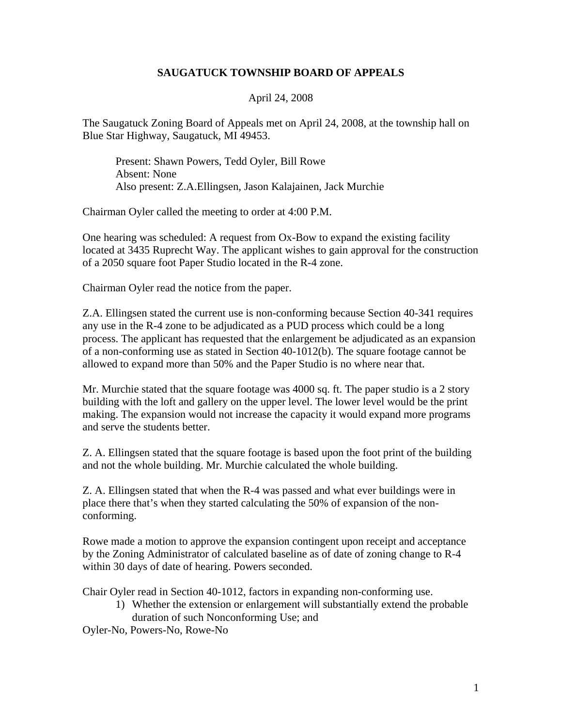# SAUGATUCK TOWNSHIP BOARD OF APPEALS

April 24, 2008

The Saugatuck Zoning Board of Appeals met on April 24, 2008, at the township hall on Blue Star Highway, Saugatuck, MI 49453.

> Present: Shawn Powers, Tedd Oyler, Bill Rowe
> Absent: None
> Also present: Z.A.Ellingsen, Jason Kalajainen, Jack Murchie

Chairman Oyler called the meeting to order at 4:00 P.M.

One hearing was scheduled: A request from Ox-Bow to expand the existing facility located at 3435 Ruprecht Way. The applicant wishes to gain approval for the construction of a 2050 square foot Paper Studio located in the R-4 zone.

Chairman Oyler read the notice from the paper.

Z.A. Ellingsen stated the current use is non-conforming because Section 40-341 requires any use in the R-4 zone to be adjudicated as a PUD process which could be a long process. The applicant has requested that the enlargement be adjudicated as an expansion of a non-conforming use as stated in Section 40-1012(b). The square footage cannot be allowed to expand more than 50% and the Paper Studio is no where near that.

Mr. Murchie stated that the square footage was 4000 sq. ft. The paper studio is a 2 story building with the loft and gallery on the upper level. The lower level would be the print making. The expansion would not increase the capacity it would expand more programs and serve the students better.

Z. A. Ellingsen stated that the square footage is based upon the foot print of the building and not the whole building. Mr. Murchie calculated the whole building.

Z. A. Ellingsen stated that when the R-4 was passed and what ever buildings were in place there that's when they started calculating the 50% of expansion of the non-conforming.

Rowe made a motion to approve the expansion contingent upon receipt and acceptance by the Zoning Administrator of calculated baseline as of date of zoning change to R-4 within 30 days of date of hearing. Powers seconded.

Chair Oyler read in Section 40-1012, factors in expanding non-conforming use.

1) Whether the extension or enlargement will substantially extend the probable duration of such Nonconforming Use; and

Oyler-No, Powers-No, Rowe-No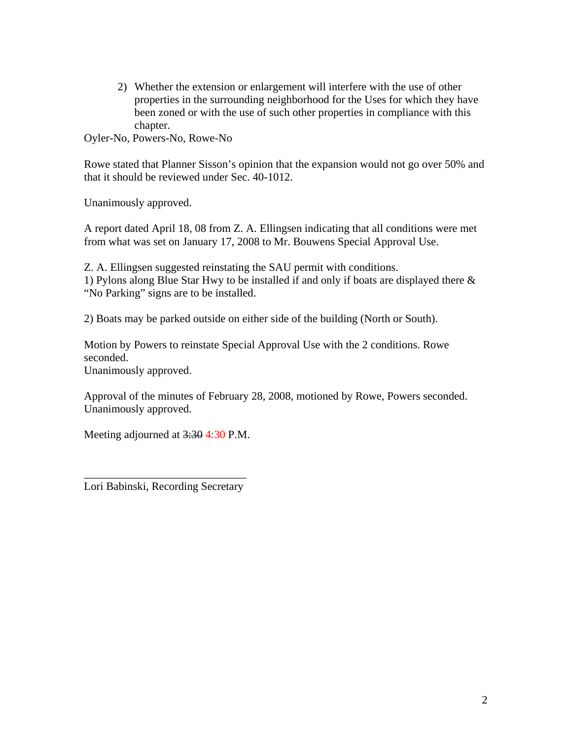2) Whether the extension or enlargement will interfere with the use of other properties in the surrounding neighborhood for the Uses for which they have been zoned or with the use of such other properties in compliance with this chapter.

Oyler-No, Powers-No, Rowe-No

Rowe stated that Planner Sisson's opinion that the expansion would not go over 50% and that it should be reviewed under Sec. 40-1012.

Unanimously approved.

A report dated April 18, 08 from Z. A. Ellingsen indicating that all conditions were met from what was set on January 17, 2008 to Mr. Bouwens Special Approval Use.

Z. A. Ellingsen suggested reinstating the SAU permit with conditions.
1) Pylons along Blue Star Hwy to be installed if and only if boats are displayed there & "No Parking" signs are to be installed.

2) Boats may be parked outside on either side of the building (North or South).

Motion by Powers to reinstate Special Approval Use with the 2 conditions. Rowe seconded.
Unanimously approved.

Approval of the minutes of February 28, 2008, motioned by Rowe, Powers seconded.
Unanimously approved.

Meeting adjourned at ~~3:30~~ 4:30 P.M.

\_\_\_\_\_\_\_\_\_\_\_\_\_\_\_\_\_\_\_\_\_\_\_\_\_\_\_\_\_\_
Lori Babinski, Recording Secretary